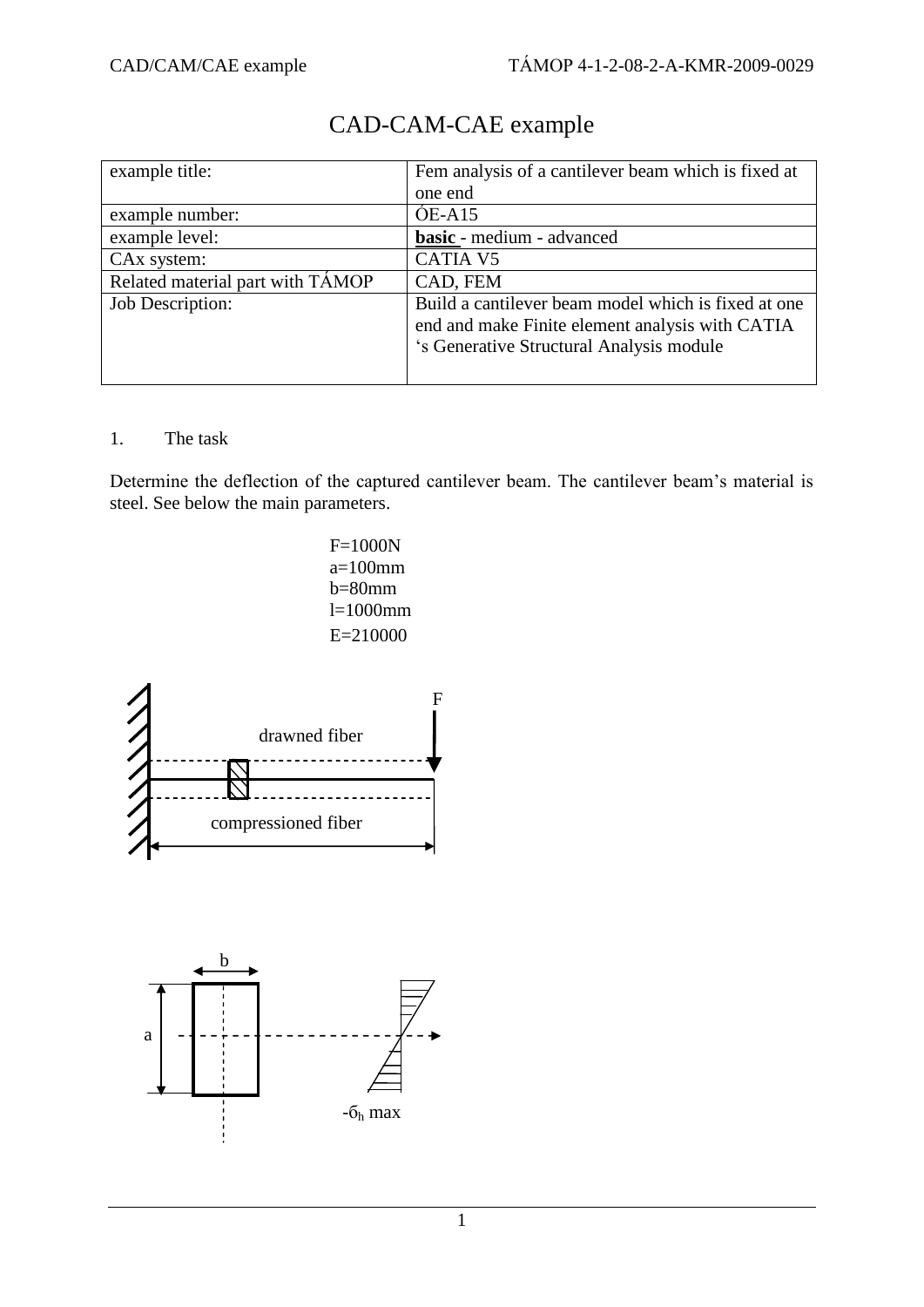# CAD-CAM-CAE example

| example title: | Fem analysis of a cantilever beam which is fixed at one end |
|---|---|
| example number: | ÓE-A15 |
| example level: | **basic** - medium - advanced |
| CAx system: | CATIA V5 |
| Related material part with TÁMOP | CAD, FEM |
| Job Description: | Build a cantilever beam model which is fixed at one end and make Finite element analysis with CATIA 's Generative Structural Analysis module |

## 1. The task

Determine the deflection of the captured cantilever beam. The cantilever beam's material is steel. See below the main parameters.

F=1000N
a=100mm
b=80mm
l=1000mm
E=210000

F

drawned fiber

compressioned fiber

b

a

$-\sigma_h$ max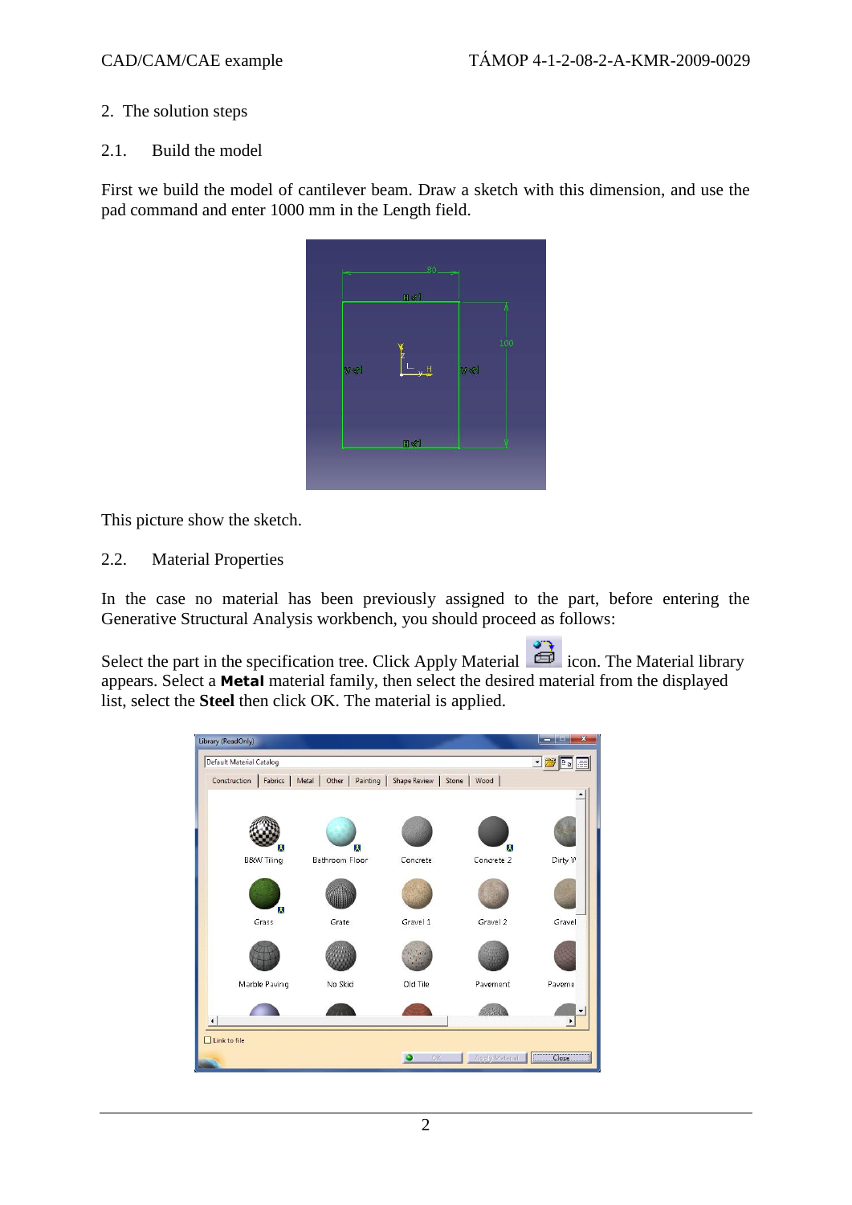## 2. The solution steps

### 2.1. Build the model

First we build the model of cantilever beam. Draw a sketch with this dimension, and use the pad command and enter 1000 mm in the Length field.

This picture show the sketch.

### 2.2. Material Properties

In the case no material has been previously assigned to the part, before entering the Generative Structural Analysis workbench, you should proceed as follows:

Select the part in the specification tree. Click Apply Material icon. The Material library appears. Select a **Metal** material family, then select the desired material from the displayed list, select the **Steel** then click OK. The material is applied.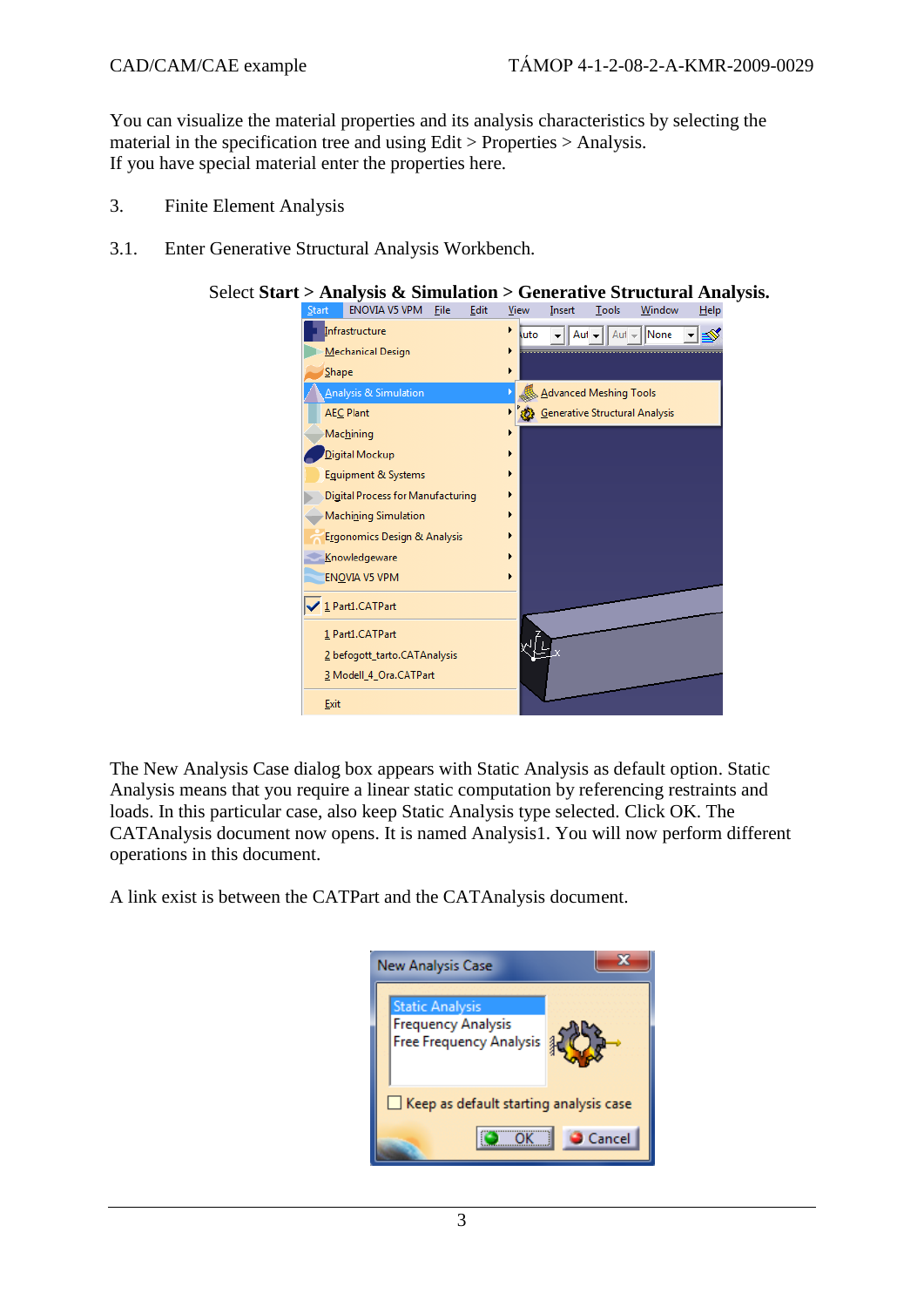You can visualize the material properties and its analysis characteristics by selecting the material in the specification tree and using Edit > Properties > Analysis.
If you have special material enter the properties here.

# 3. Finite Element Analysis

## 3.1. Enter Generative Structural Analysis Workbench.

Select **Start > Analysis & Simulation > Generative Structural Analysis.**

The New Analysis Case dialog box appears with Static Analysis as default option. Static Analysis means that you require a linear static computation by referencing restraints and loads. In this particular case, also keep Static Analysis type selected. Click OK. The CATAnalysis document now opens. It is named Analysis1. You will now perform different operations in this document.

A link exist is between the CATPart and the CATAnalysis document.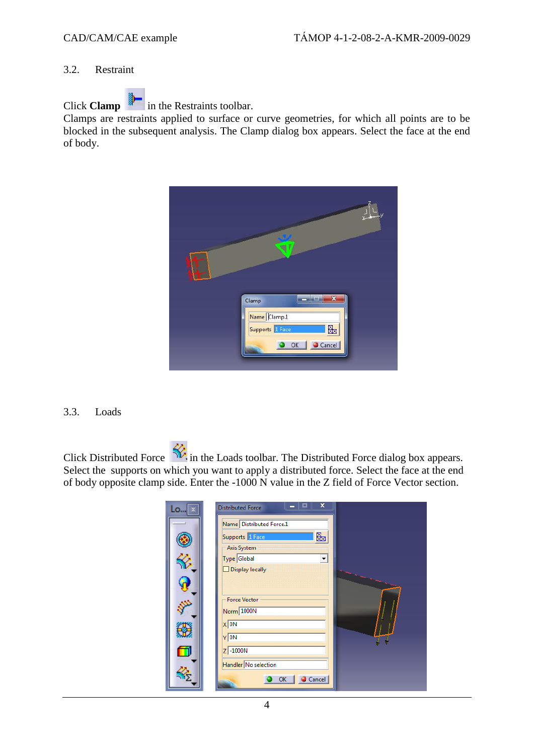## 3.2. Restraint

Click **Clamp** in the Restraints toolbar.

Clamps are restraints applied to surface or curve geometries, for which all points are to be blocked in the subsequent analysis. The Clamp dialog box appears. Select the face at the end of body.

## 3.3. Loads

Click Distributed Force in the Loads toolbar. The Distributed Force dialog box appears. Select the supports on which you want to apply a distributed force. Select the face at the end of body opposite clamp side. Enter the -1000 N value in the Z field of Force Vector section.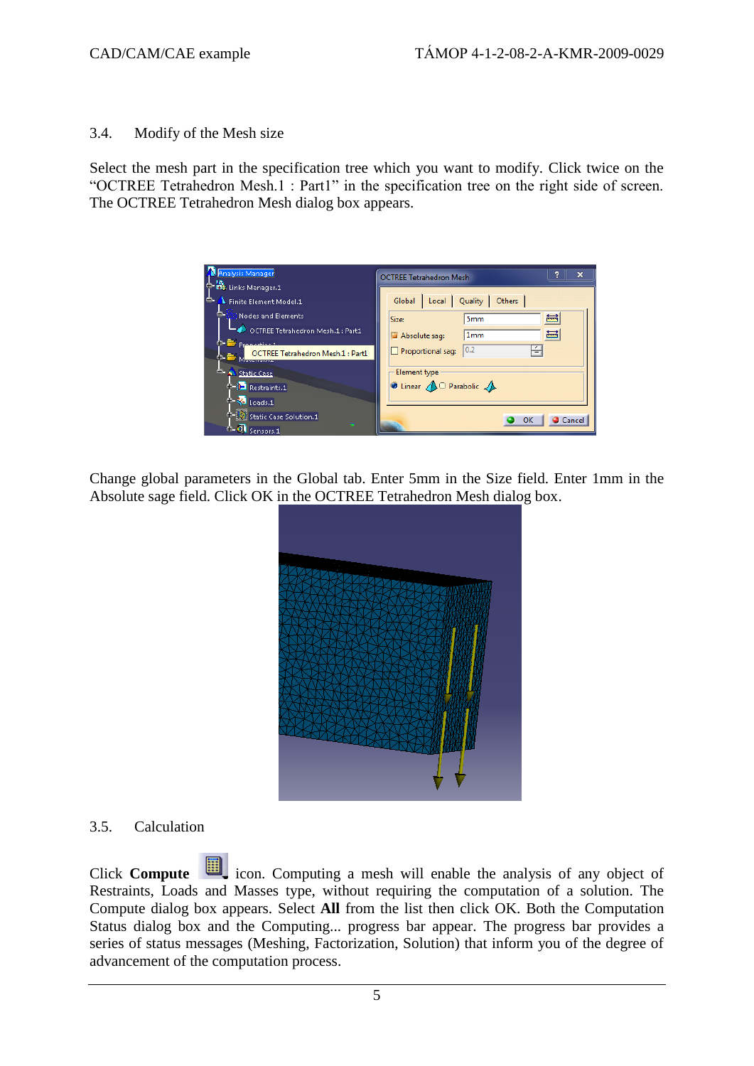## 3.4. Modify of the Mesh size

Select the mesh part in the specification tree which you want to modify. Click twice on the "OCTREE Tetrahedron Mesh.1 : Part1" in the specification tree on the right side of screen. The OCTREE Tetrahedron Mesh dialog box appears.

Change global parameters in the Global tab. Enter 5mm in the Size field. Enter 1mm in the Absolute sage field. Click OK in the OCTREE Tetrahedron Mesh dialog box.

## 3.5. Calculation

Click **Compute** icon. Computing a mesh will enable the analysis of any object of Restraints, Loads and Masses type, without requiring the computation of a solution. The Compute dialog box appears. Select **All** from the list then click OK. Both the Computation Status dialog box and the Computing... progress bar appear. The progress bar provides a series of status messages (Meshing, Factorization, Solution) that inform you of the degree of advancement of the computation process.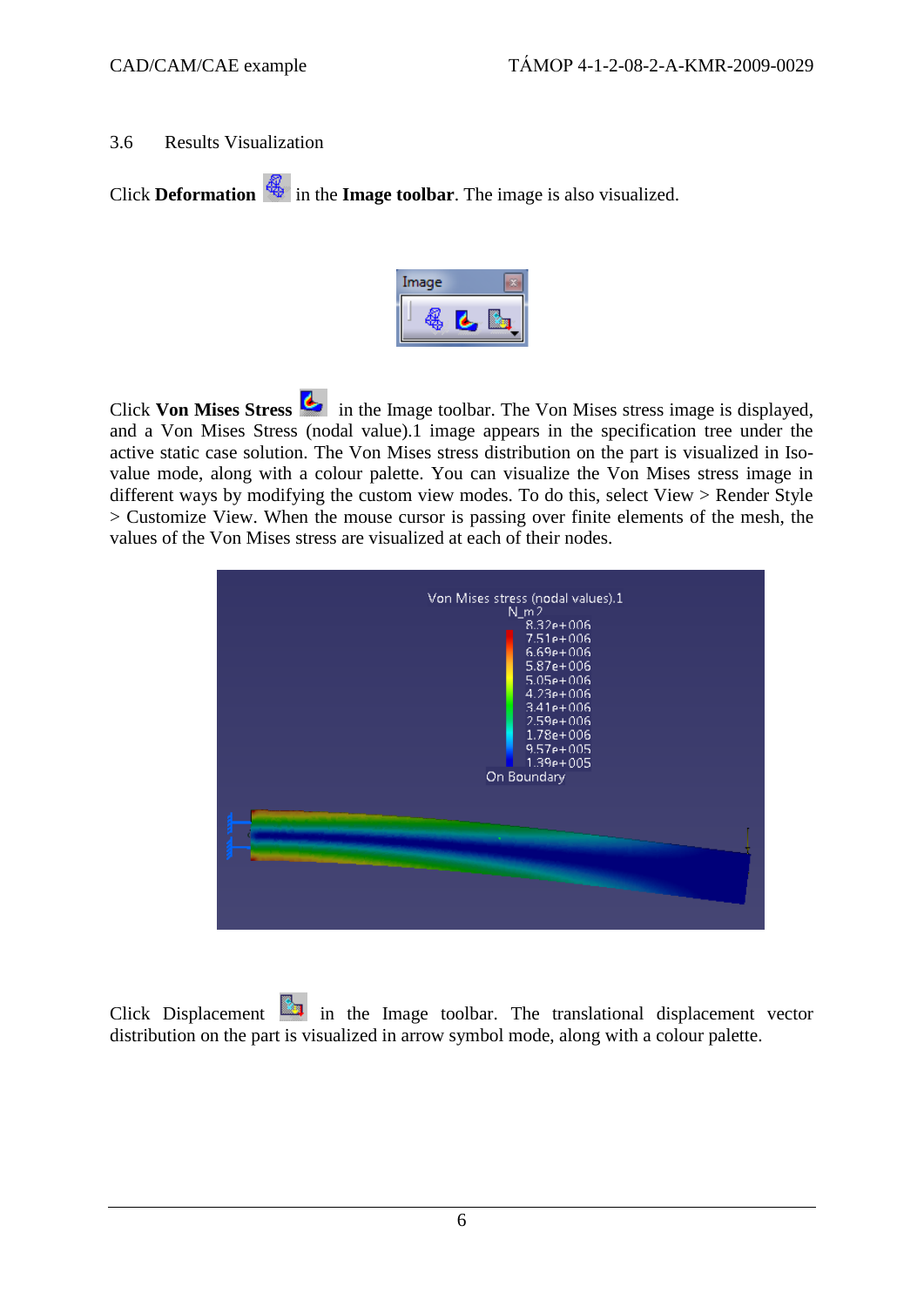## 3.6 Results Visualization

Click **Deformation** in the **Image toolbar**. The image is also visualized.

Click **Von Mises Stress** in the Image toolbar. The Von Mises stress image is displayed, and a Von Mises Stress (nodal value).1 image appears in the specification tree under the active static case solution. The Von Mises stress distribution on the part is visualized in Iso-value mode, along with a colour palette. You can visualize the Von Mises stress image in different ways by modifying the custom view modes. To do this, select View > Render Style > Customize View. When the mouse cursor is passing over finite elements of the mesh, the values of the Von Mises stress are visualized at each of their nodes.

Click Displacement in the Image toolbar. The translational displacement vector distribution on the part is visualized in arrow symbol mode, along with a colour palette.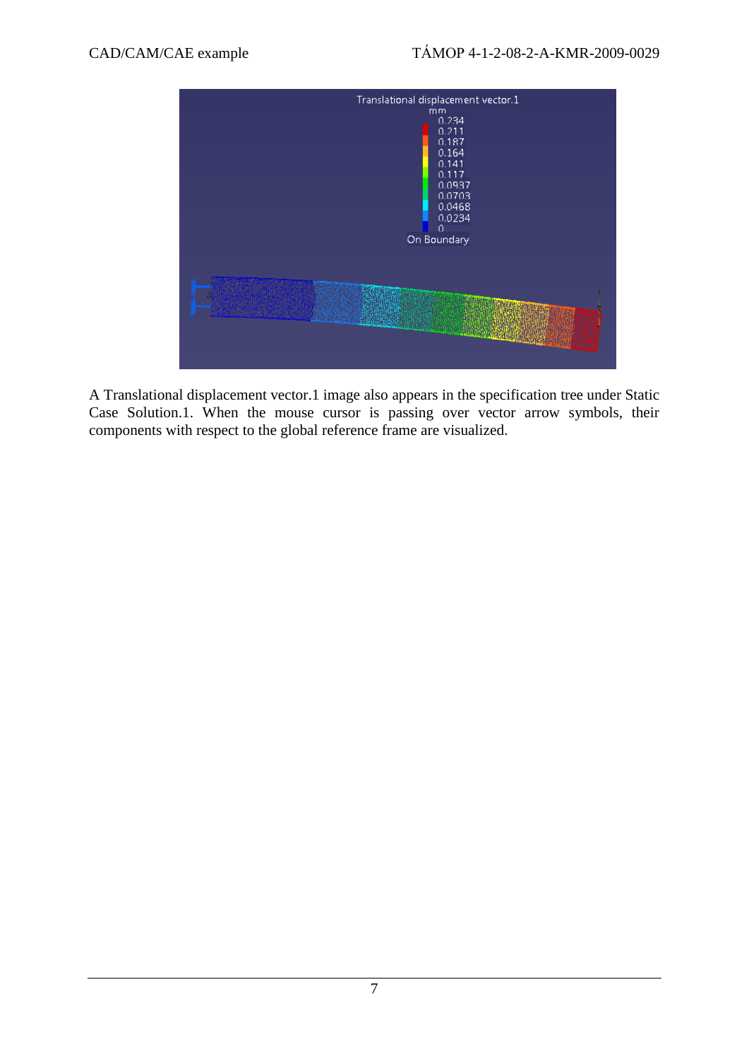Translational displacement vector.1
mm
0.234
0.211
0.187
0.164
0.141
0.117
0.0937
0.0703
0.0468
0.0234
0
On Boundary

A Translational displacement vector.1 image also appears in the specification tree under Static Case Solution.1. When the mouse cursor is passing over vector arrow symbols, their components with respect to the global reference frame are visualized.